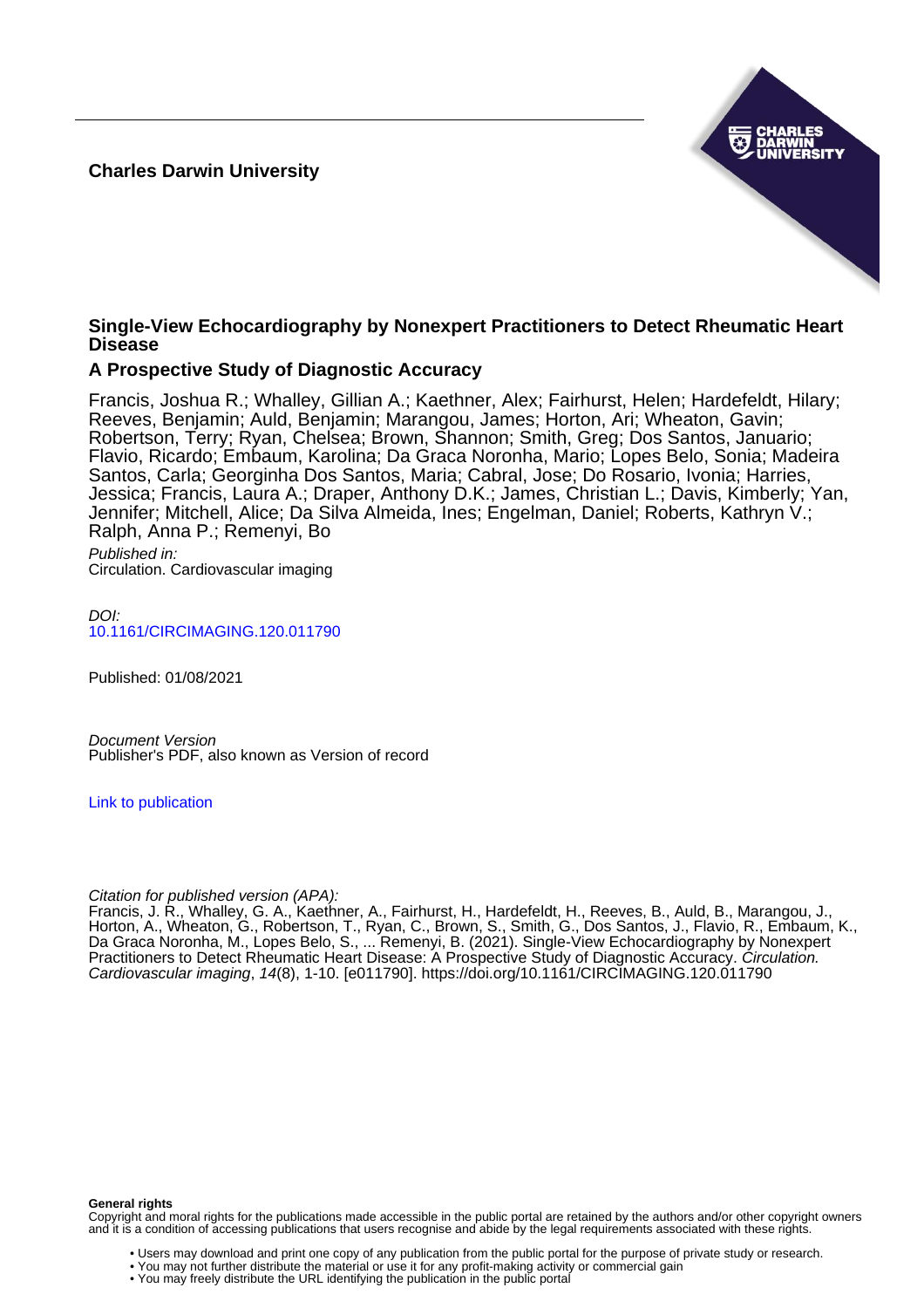**Charles Darwin University**

# Single-View Echocardiography by Nonexpert Practitioners to Detect Rheumatic Heart Disease

## A Prospective Study of Diagnostic Accuracy

Francis, Joshua R.; Whalley, Gillian A.; Kaethner, Alex; Fairhurst, Helen; Hardefeldt, Hilary; Reeves, Benjamin; Auld, Benjamin; Marangou, James; Horton, Ari; Wheaton, Gavin; Robertson, Terry; Ryan, Chelsea; Brown, Shannon; Smith, Greg; Dos Santos, Januario; Flavio, Ricardo; Embaum, Karolina; Da Graca Noronha, Mario; Lopes Belo, Sonia; Madeira Santos, Carla; Georginha Dos Santos, Maria; Cabral, Jose; Do Rosario, Ivonia; Harries, Jessica; Francis, Laura A.; Draper, Anthony D.K.; James, Christian L.; Davis, Kimberly; Yan, Jennifer; Mitchell, Alice; Da Silva Almeida, Ines; Engelman, Daniel; Roberts, Kathryn V.; Ralph, Anna P.; Remenyi, Bo

*Published in:*
Circulation. Cardiovascular imaging

*DOI:*
10.1161/CIRCIMAGING.120.011790

Published: 01/08/2021

*Document Version*
Publisher's PDF, also known as Version of record

Link to publication

*Citation for published version (APA):*
Francis, J. R., Whalley, G. A., Kaethner, A., Fairhurst, H., Hardefeldt, H., Reeves, B., Auld, B., Marangou, J., Horton, A., Wheaton, G., Robertson, T., Ryan, C., Brown, S., Smith, G., Dos Santos, J., Flavio, R., Embaum, K., Da Graca Noronha, M., Lopes Belo, S., ... Remenyi, B. (2021). Single-View Echocardiography by Nonexpert Practitioners to Detect Rheumatic Heart Disease: A Prospective Study of Diagnostic Accuracy. *Circulation. Cardiovascular imaging*, *14*(8), 1-10. [e011790]. https://doi.org/10.1161/CIRCIMAGING.120.011790

**General rights**
Copyright and moral rights for the publications made accessible in the public portal are retained by the authors and/or other copyright owners and it is a condition of accessing publications that users recognise and abide by the legal requirements associated with these rights.

- Users may download and print one copy of any publication from the public portal for the purpose of private study or research.
- You may not further distribute the material or use it for any profit-making activity or commercial gain
- You may freely distribute the URL identifying the publication in the public portal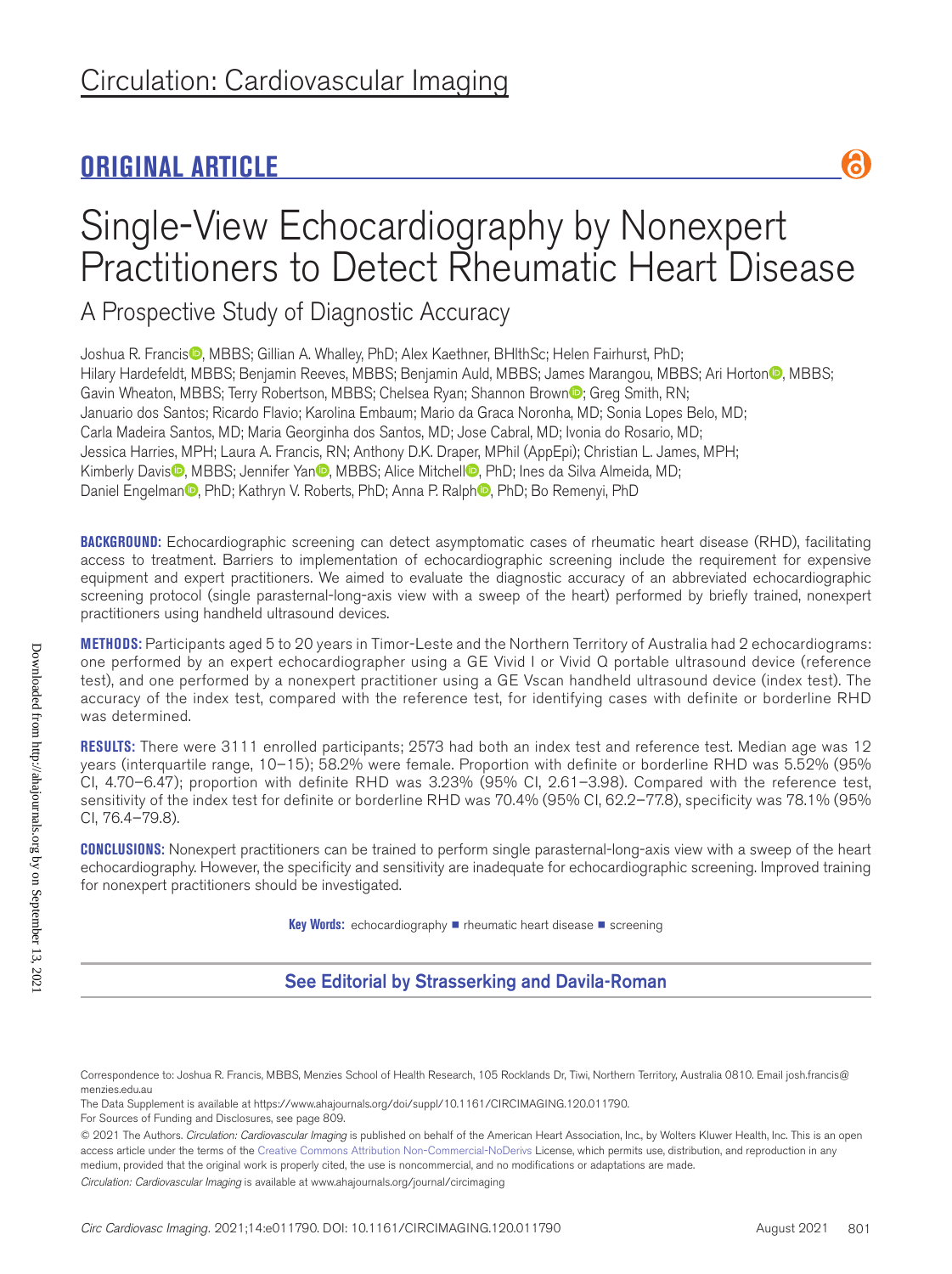Circulation: Cardiovascular Imaging

## ORIGINAL ARTICLE

# Single-View Echocardiography by Nonexpert Practitioners to Detect Rheumatic Heart Disease

## A Prospective Study of Diagnostic Accuracy

Joshua R. Francis, MBBS; Gillian A. Whalley, PhD; Alex Kaethner, BHlthSc; Helen Fairhurst, PhD; Hilary Hardefeldt, MBBS; Benjamin Reeves, MBBS; Benjamin Auld, MBBS; James Marangou, MBBS; Ari Horton, MBBS; Gavin Wheaton, MBBS; Terry Robertson, MBBS; Chelsea Ryan; Shannon Brown; Greg Smith, RN; Januario dos Santos; Ricardo Flavio; Karolina Embaum; Mario da Graca Noronha, MD; Sonia Lopes Belo, MD; Carla Madeira Santos, MD; Maria Georginha dos Santos, MD; Jose Cabral, MD; Ivonia do Rosario, MD; Jessica Harries, MPH; Laura A. Francis, RN; Anthony D.K. Draper, MPhil (AppEpi); Christian L. James, MPH; Kimberly Davis, MBBS; Jennifer Yan, MBBS; Alice Mitchell, PhD; Ines da Silva Almeida, MD; Daniel Engelman, PhD; Kathryn V. Roberts, PhD; Anna P. Ralph, PhD; Bo Remenyi, PhD

**BACKGROUND:** Echocardiographic screening can detect asymptomatic cases of rheumatic heart disease (RHD), facilitating access to treatment. Barriers to implementation of echocardiographic screening include the requirement for expensive equipment and expert practitioners. We aimed to evaluate the diagnostic accuracy of an abbreviated echocardiographic screening protocol (single parasternal-long-axis view with a sweep of the heart) performed by briefly trained, nonexpert practitioners using handheld ultrasound devices.

**METHODS:** Participants aged 5 to 20 years in Timor-Leste and the Northern Territory of Australia had 2 echocardiograms: one performed by an expert echocardiographer using a GE Vivid I or Vivid Q portable ultrasound device (reference test), and one performed by a nonexpert practitioner using a GE Vscan handheld ultrasound device (index test). The accuracy of the index test, compared with the reference test, for identifying cases with definite or borderline RHD was determined.

**RESULTS:** There were 3111 enrolled participants; 2573 had both an index test and reference test. Median age was 12 years (interquartile range, 10–15); 58.2% were female. Proportion with definite or borderline RHD was 5.52% (95% CI, 4.70–6.47); proportion with definite RHD was 3.23% (95% CI, 2.61–3.98). Compared with the reference test, sensitivity of the index test for definite or borderline RHD was 70.4% (95% CI, 62.2–77.8), specificity was 78.1% (95% CI, 76.4–79.8).

**CONCLUSIONS:** Nonexpert practitioners can be trained to perform single parasternal-long-axis view with a sweep of the heart echocardiography. However, the specificity and sensitivity are inadequate for echocardiographic screening. Improved training for nonexpert practitioners should be investigated.

**Key Words:** echocardiography ■ rheumatic heart disease ■ screening

See Editorial by Strasserking and Davila-Roman

Correspondence to: Joshua R. Francis, MBBS, Menzies School of Health Research, 105 Rocklands Dr, Tiwi, Northern Territory, Australia 0810. Email josh.francis@menzies.edu.au

The Data Supplement is available at https://www.ahajournals.org/doi/suppl/10.1161/CIRCIMAGING.120.011790.

For Sources of Funding and Disclosures, see page 809.

© 2021 The Authors. *Circulation: Cardiovascular Imaging* is published on behalf of the American Heart Association, Inc., by Wolters Kluwer Health, Inc. This is an open access article under the terms of the Creative Commons Attribution Non-Commercial-NoDerivs License, which permits use, distribution, and reproduction in any medium, provided that the original work is properly cited, the use is noncommercial, and no modifications or adaptations are made.

*Circulation: Cardiovascular Imaging* is available at www.ahajournals.org/journal/circimaging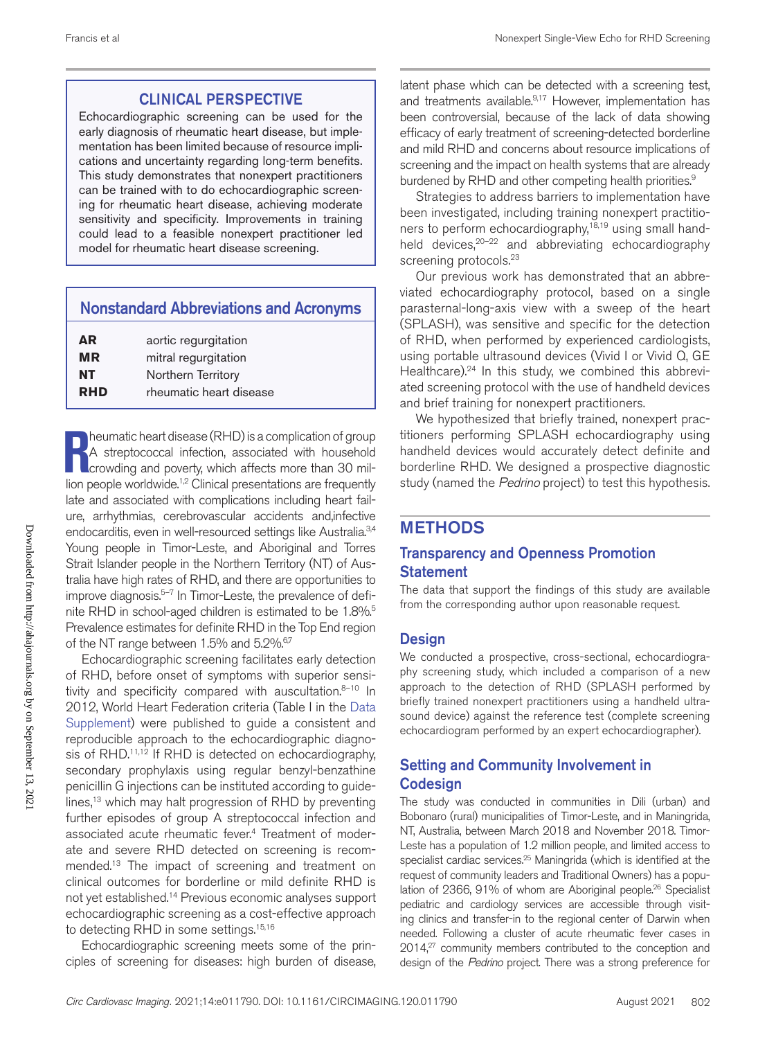## CLINICAL PERSPECTIVE

Echocardiographic screening can be used for the early diagnosis of rheumatic heart disease, but implementation has been limited because of resource implications and uncertainty regarding long-term benefits. This study demonstrates that nonexpert practitioners can be trained with to do echocardiographic screening for rheumatic heart disease, achieving moderate sensitivity and specificity. Improvements in training could lead to a feasible nonexpert practitioner led model for rheumatic heart disease screening.

## Nonstandard Abbreviations and Acronyms

| | |
|---|---|
| **AR** | aortic regurgitation |
| **MR** | mitral regurgitation |
| **NT** | Northern Territory |
| **RHD** | rheumatic heart disease |

Rheumatic heart disease (RHD) is a complication of group A streptococcal infection, associated with household crowding and poverty, which affects more than 30 million people worldwide.[1,2] Clinical presentations are frequently late and associated with complications including heart failure, arrhythmias, cerebrovascular accidents and,infective endocarditis, even in well-resourced settings like Australia.[3,4] Young people in Timor-Leste, and Aboriginal and Torres Strait Islander people in the Northern Territory (NT) of Australia have high rates of RHD, and there are opportunities to improve diagnosis.[5–7] In Timor-Leste, the prevalence of definite RHD in school-aged children is estimated to be 1.8%.[5] Prevalence estimates for definite RHD in the Top End region of the NT range between 1.5% and 5.2%.[6,7]

Echocardiographic screening facilitates early detection of RHD, before onset of symptoms with superior sensitivity and specificity compared with auscultation.[8–10] In 2012, World Heart Federation criteria (Table I in the Data Supplement) were published to guide a consistent and reproducible approach to the echocardiographic diagnosis of RHD.[11,12] If RHD is detected on echocardiography, secondary prophylaxis using regular benzyl-benzathine penicillin G injections can be instituted according to guidelines,[13] which may halt progression of RHD by preventing further episodes of group A streptococcal infection and associated acute rheumatic fever.[4] Treatment of moderate and severe RHD detected on screening is recommended.[13] The impact of screening and treatment on clinical outcomes for borderline or mild definite RHD is not yet established.[14] Previous economic analyses support echocardiographic screening as a cost-effective approach to detecting RHD in some settings.[15,16]

Echocardiographic screening meets some of the principles of screening for diseases: high burden of disease, latent phase which can be detected with a screening test, and treatments available.[9,17] However, implementation has been controversial, because of the lack of data showing efficacy of early treatment of screening-detected borderline and mild RHD and concerns about resource implications of screening and the impact on health systems that are already burdened by RHD and other competing health priorities.[9]

Strategies to address barriers to implementation have been investigated, including training nonexpert practitioners to perform echocardiography,[18,19] using small handheld devices,[20–22] and abbreviating echocardiography screening protocols.[23]

Our previous work has demonstrated that an abbreviated echocardiography protocol, based on a single parasternal-long-axis view with a sweep of the heart (SPLASH), was sensitive and specific for the detection of RHD, when performed by experienced cardiologists, using portable ultrasound devices (Vivid I or Vivid Q, GE Healthcare).[24] In this study, we combined this abbreviated screening protocol with the use of handheld devices and brief training for nonexpert practitioners.

We hypothesized that briefly trained, nonexpert practitioners performing SPLASH echocardiography using handheld devices would accurately detect definite and borderline RHD. We designed a prospective diagnostic study (named the *Pedrino* project) to test this hypothesis.

# METHODS

## Transparency and Openness Promotion Statement

The data that support the findings of this study are available from the corresponding author upon reasonable request.

## Design

We conducted a prospective, cross-sectional, echocardiography screening study, which included a comparison of a new approach to the detection of RHD (SPLASH performed by briefly trained nonexpert practitioners using a handheld ultrasound device) against the reference test (complete screening echocardiogram performed by an expert echocardiographer).

## Setting and Community Involvement in Codesign

The study was conducted in communities in Dili (urban) and Bobonaro (rural) municipalities of Timor-Leste, and in Maningrida, NT, Australia, between March 2018 and November 2018. Timor-Leste has a population of 1.2 million people, and limited access to specialist cardiac services.[25] Maningrida (which is identified at the request of community leaders and Traditional Owners) has a population of 2366, 91% of whom are Aboriginal people.[26] Specialist pediatric and cardiology services are accessible through visiting clinics and transfer-in to the regional center of Darwin when needed. Following a cluster of acute rheumatic fever cases in 2014,[27] community members contributed to the conception and design of the *Pedrino* project. There was a strong preference for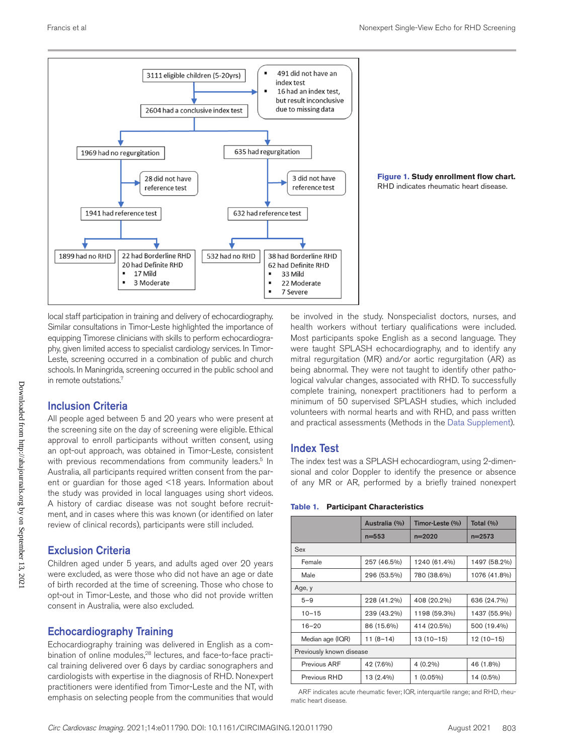3111 eligible children (5-20yrs)

- 491 did not have an index test
- 16 had an index test, but result inconclusive due to missing data

2604 had a conclusive index test

1969 had no regurgitation

28 did not have reference test

1941 had reference test

1899 had no RHD

22 had Borderline RHD
20 had Definite RHD
- 17 Mild
- 3 Moderate

635 had regurgitation

3 did not have reference test

632 had reference test

532 had no RHD

38 had Borderline RHD
62 had Definite RHD
- 33 Mild
- 22 Moderate
- 7 Severe

**Figure 1. Study enrollment flow chart.** RHD indicates rheumatic heart disease.

local staff participation in training and delivery of echocardiography. Similar consultations in Timor-Leste highlighted the importance of equipping Timorese clinicians with skills to perform echocardiography, given limited access to specialist cardiology services. In Timor-Leste, screening occurred in a combination of public and church schools. In Maningrida, screening occurred in the public school and in remote outstations.[7]

## Inclusion Criteria

All people aged between 5 and 20 years who were present at the screening site on the day of screening were eligible. Ethical approval to enroll participants without written consent, using an opt-out approach, was obtained in Timor-Leste, consistent with previous recommendations from community leaders.[5] In Australia, all participants required written consent from the parent or guardian for those aged <18 years. Information about the study was provided in local languages using short videos. A history of cardiac disease was not sought before recruitment, and in cases where this was known (or identified on later review of clinical records), participants were still included.

## Exclusion Criteria

Children aged under 5 years, and adults aged over 20 years were excluded, as were those who did not have an age or date of birth recorded at the time of screening. Those who chose to opt-out in Timor-Leste, and those who did not provide written consent in Australia, were also excluded.

## Echocardiography Training

Echocardiography training was delivered in English as a combination of online modules,[28] lectures, and face-to-face practical training delivered over 6 days by cardiac sonographers and cardiologists with expertise in the diagnosis of RHD. Nonexpert practitioners were identified from Timor-Leste and the NT, with emphasis on selecting people from the communities that would be involved in the study. Nonspecialist doctors, nurses, and health workers without tertiary qualifications were included. Most participants spoke English as a second language. They were taught SPLASH echocardiography, and to identify any mitral regurgitation (MR) and/or aortic regurgitation (AR) as being abnormal. They were not taught to identify other pathological valvular changes, associated with RHD. To successfully complete training, nonexpert practitioners had to perform a minimum of 50 supervised SPLASH studies, which included volunteers with normal hearts and with RHD, and pass written and practical assessments (Methods in the Data Supplement).

## Index Test

The index test was a SPLASH echocardiogram, using 2-dimensional and color Doppler to identify the presence or absence of any MR or AR, performed by a briefly trained nonexpert

**Table 1. Participant Characteristics**

| | Australia (%) | Timor-Leste (%) | Total (%) |
|---|---|---|---|
| | n=553 | n=2020 | n=2573 |
| Sex | | | |
| Female | 257 (46.5%) | 1240 (61.4%) | 1497 (58.2%) |
| Male | 296 (53.5%) | 780 (38.6%) | 1076 (41.8%) |
| Age, y | | | |
| 5–9 | 228 (41.2%) | 408 (20.2%) | 636 (24.7%) |
| 10–15 | 239 (43.2%) | 1198 (59.3%) | 1437 (55.9%) |
| 16–20 | 86 (15.6%) | 414 (20.5%) | 500 (19.4%) |
| Median age (IQR) | 11 (8–14) | 13 (10–15) | 12 (10–15) |
| Previously known disease | | | |
| Previous ARF | 42 (7.6%) | 4 (0.2%) | 46 (1.8%) |
| Previous RHD | 13 (2.4%) | 1 (0.05%) | 14 (0.5%) |

ARF indicates acute rheumatic fever; IQR, interquartile range; and RHD, rheumatic heart disease.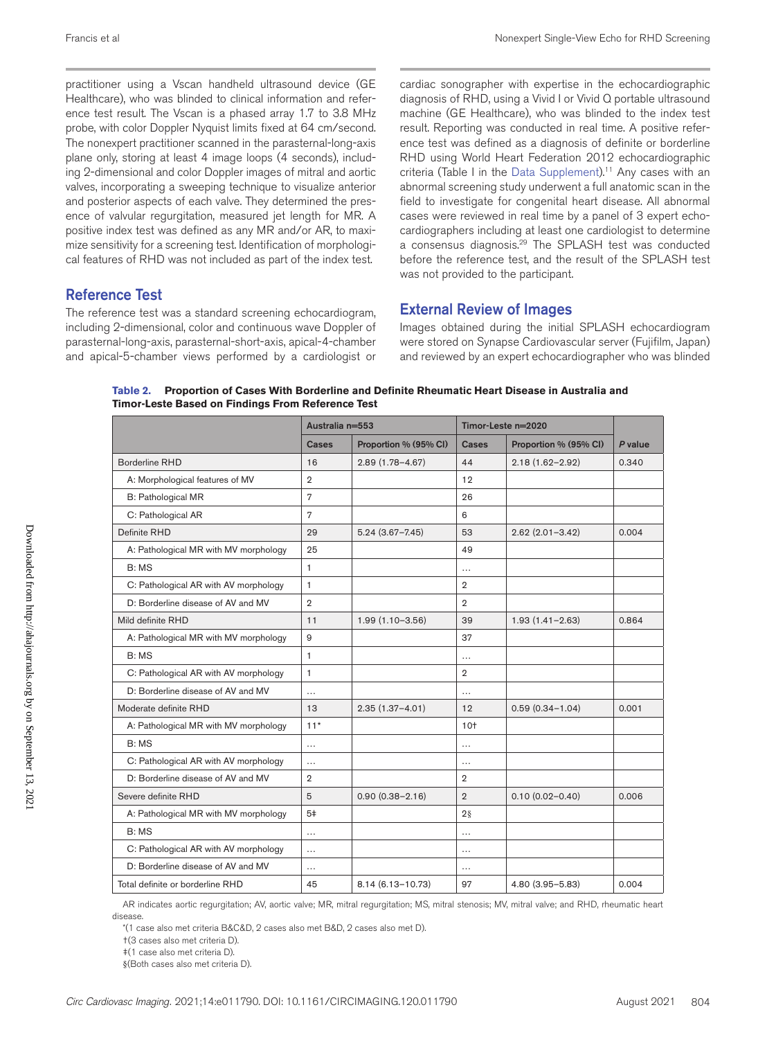practitioner using a Vscan handheld ultrasound device (GE Healthcare), who was blinded to clinical information and reference test result. The Vscan is a phased array 1.7 to 3.8 MHz probe, with color Doppler Nyquist limits fixed at 64 cm/second. The nonexpert practitioner scanned in the parasternal-long-axis plane only, storing at least 4 image loops (4 seconds), including 2-dimensional and color Doppler images of mitral and aortic valves, incorporating a sweeping technique to visualize anterior and posterior aspects of each valve. They determined the presence of valvular regurgitation, measured jet length for MR. A positive index test was defined as any MR and/or AR, to maximize sensitivity for a screening test. Identification of morphological features of RHD was not included as part of the index test.

## Reference Test

The reference test was a standard screening echocardiogram, including 2-dimensional, color and continuous wave Doppler of parasternal-long-axis, parasternal-short-axis, apical-4-chamber and apical-5-chamber views performed by a cardiologist or cardiac sonographer with expertise in the echocardiographic diagnosis of RHD, using a Vivid I or Vivid Q portable ultrasound machine (GE Healthcare), who was blinded to the index test result. Reporting was conducted in real time. A positive reference test was defined as a diagnosis of definite or borderline RHD using World Heart Federation 2012 echocardiographic criteria (Table I in the Data Supplement).[11] Any cases with an abnormal screening study underwent a full anatomic scan in the field to investigate for congenital heart disease. All abnormal cases were reviewed in real time by a panel of 3 expert echocardiographers including at least one cardiologist to determine a consensus diagnosis.[29] The SPLASH test was conducted before the reference test, and the result of the SPLASH test was not provided to the participant.

## External Review of Images

Images obtained during the initial SPLASH echocardiogram were stored on Synapse Cardiovascular server (Fujifilm, Japan) and reviewed by an expert echocardiographer who was blinded

**Table 2. Proportion of Cases With Borderline and Definite Rheumatic Heart Disease in Australia and Timor-Leste Based on Findings From Reference Test**

| | Australia n=553 | | Timor-Leste n=2020 | | |
|---|---|---|---|---|---|
| | Cases | Proportion % (95% CI) | Cases | Proportion % (95% CI) | *P* value |
| Borderline RHD | 16 | 2.89 (1.78–4.67) | 44 | 2.18 (1.62–2.92) | 0.340 |
| A: Morphological features of MV | 2 | | 12 | | |
| B: Pathological MR | 7 | | 26 | | |
| C: Pathological AR | 7 | | 6 | | |
| Definite RHD | 29 | 5.24 (3.67–7.45) | 53 | 2.62 (2.01–3.42) | 0.004 |
| A: Pathological MR with MV morphology | 25 | | 49 | | |
| B: MS | 1 | | ... | | |
| C: Pathological AR with AV morphology | 1 | | 2 | | |
| D: Borderline disease of AV and MV | 2 | | 2 | | |
| Mild definite RHD | 11 | 1.99 (1.10–3.56) | 39 | 1.93 (1.41–2.63) | 0.864 |
| A: Pathological MR with MV morphology | 9 | | 37 | | |
| B: MS | 1 | | ... | | |
| C: Pathological AR with AV morphology | 1 | | 2 | | |
| D: Borderline disease of AV and MV | ... | | ... | | |
| Moderate definite RHD | 13 | 2.35 (1.37–4.01) | 12 | 0.59 (0.34–1.04) | 0.001 |
| A: Pathological MR with MV morphology | 11* | | 10† | | |
| B: MS | ... | | ... | | |
| C: Pathological AR with AV morphology | ... | | ... | | |
| D: Borderline disease of AV and MV | 2 | | 2 | | |
| Severe definite RHD | 5 | 0.90 (0.38–2.16) | 2 | 0.10 (0.02–0.40) | 0.006 |
| A: Pathological MR with MV morphology | 5‡ | | 2§ | | |
| B: MS | ... | | ... | | |
| C: Pathological AR with AV morphology | ... | | ... | | |
| D: Borderline disease of AV and MV | ... | | ... | | |
| Total definite or borderline RHD | 45 | 8.14 (6.13–10.73) | 97 | 4.80 (3.95–5.83) | 0.004 |

AR indicates aortic regurgitation; AV, aortic valve; MR, mitral regurgitation; MS, mitral stenosis; MV, mitral valve; and RHD, rheumatic heart disease.

*(1 case also met criteria B&C&D, 2 cases also met B&D, 2 cases also met D).

†(3 cases also met criteria D).

‡(1 case also met criteria D).

§(Both cases also met criteria D).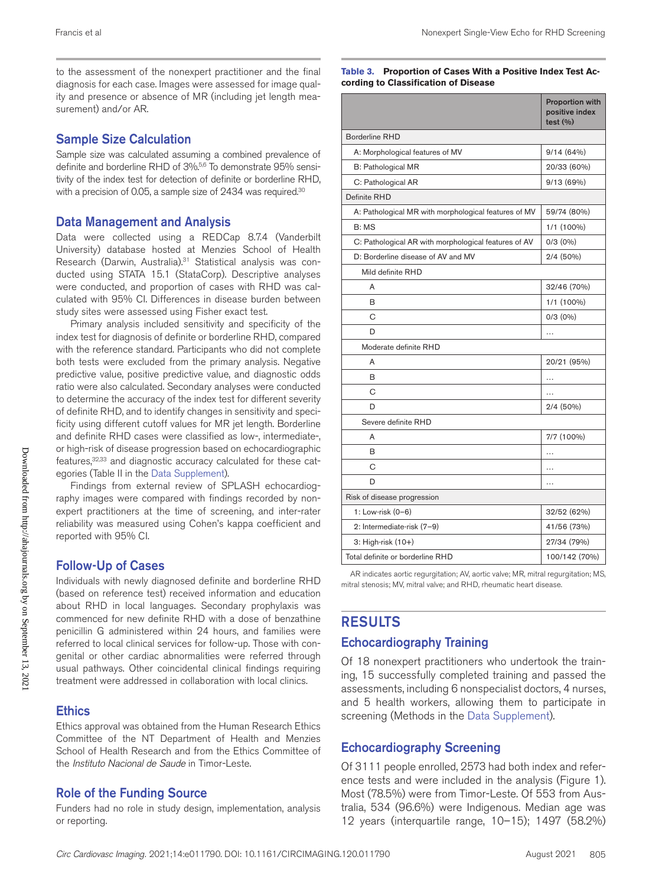to the assessment of the nonexpert practitioner and the final diagnosis for each case. Images were assessed for image quality and presence or absence of MR (including jet length measurement) and/or AR.

## Sample Size Calculation

Sample size was calculated assuming a combined prevalence of definite and borderline RHD of 3%.[5,6] To demonstrate 95% sensitivity of the index test for detection of definite or borderline RHD, with a precision of 0.05, a sample size of 2434 was required.[30]

## Data Management and Analysis

Data were collected using a REDCap 8.7.4 (Vanderbilt University) database hosted at Menzies School of Health Research (Darwin, Australia).[31] Statistical analysis was conducted using STATA 15.1 (StataCorp). Descriptive analyses were conducted, and proportion of cases with RHD was calculated with 95% CI. Differences in disease burden between study sites were assessed using Fisher exact test.

Primary analysis included sensitivity and specificity of the index test for diagnosis of definite or borderline RHD, compared with the reference standard. Participants who did not complete both tests were excluded from the primary analysis. Negative predictive value, positive predictive value, and diagnostic odds ratio were also calculated. Secondary analyses were conducted to determine the accuracy of the index test for different severity of definite RHD, and to identify changes in sensitivity and specificity using different cutoff values for MR jet length. Borderline and definite RHD cases were classified as low-, intermediate-, or high-risk of disease progression based on echocardiographic features,[32,33] and diagnostic accuracy calculated for these categories (Table II in the Data Supplement).

Findings from external review of SPLASH echocardiography images were compared with findings recorded by nonexpert practitioners at the time of screening, and inter-rater reliability was measured using Cohen's kappa coefficient and reported with 95% CI.

## Follow-Up of Cases

Individuals with newly diagnosed definite and borderline RHD (based on reference test) received information and education about RHD in local languages. Secondary prophylaxis was commenced for new definite RHD with a dose of benzathine penicillin G administered within 24 hours, and families were referred to local clinical services for follow-up. Those with congenital or other cardiac abnormalities were referred through usual pathways. Other coincidental clinical findings requiring treatment were addressed in collaboration with local clinics.

## Ethics

Ethics approval was obtained from the Human Research Ethics Committee of the NT Department of Health and Menzies School of Health Research and from the Ethics Committee of the *Instituto Nacional de Saude* in Timor-Leste.

## Role of the Funding Source

Funders had no role in study design, implementation, analysis or reporting.

**Table 3. Proportion of Cases With a Positive Index Test According to Classification of Disease**

| | Proportion with positive index test (%) |
|---|---|
| Borderline RHD | |
| A: Morphological features of MV | 9/14 (64%) |
| B: Pathological MR | 20/33 (60%) |
| C: Pathological AR | 9/13 (69%) |
| Definite RHD | |
| A: Pathological MR with morphological features of MV | 59/74 (80%) |
| B: MS | 1/1 (100%) |
| C: Pathological AR with morphological features of AV | 0/3 (0%) |
| D: Borderline disease of AV and MV | 2/4 (50%) |
| Mild definite RHD | |
| A | 32/46 (70%) |
| B | 1/1 (100%) |
| C | 0/3 (0%) |
| D | … |
| Moderate definite RHD | |
| A | 20/21 (95%) |
| B | … |
| C | … |
| D | 2/4 (50%) |
| Severe definite RHD | |
| A | 7/7 (100%) |
| B | … |
| C | … |
| D | … |
| Risk of disease progression | |
| 1: Low-risk (0–6) | 32/52 (62%) |
| 2: Intermediate-risk (7–9) | 41/56 (73%) |
| 3: High-risk (10+) | 27/34 (79%) |
| Total definite or borderline RHD | 100/142 (70%) |

AR indicates aortic regurgitation; AV, aortic valve; MR, mitral regurgitation; MS, mitral stenosis; MV, mitral valve; and RHD, rheumatic heart disease.

# RESULTS

## Echocardiography Training

Of 18 nonexpert practitioners who undertook the training, 15 successfully completed training and passed the assessments, including 6 nonspecialist doctors, 4 nurses, and 5 health workers, allowing them to participate in screening (Methods in the Data Supplement).

## Echocardiography Screening

Of 3111 people enrolled, 2573 had both index and reference tests and were included in the analysis (Figure 1). Most (78.5%) were from Timor-Leste. Of 553 from Australia, 534 (96.6%) were Indigenous. Median age was 12 years (interquartile range, 10–15); 1497 (58.2%)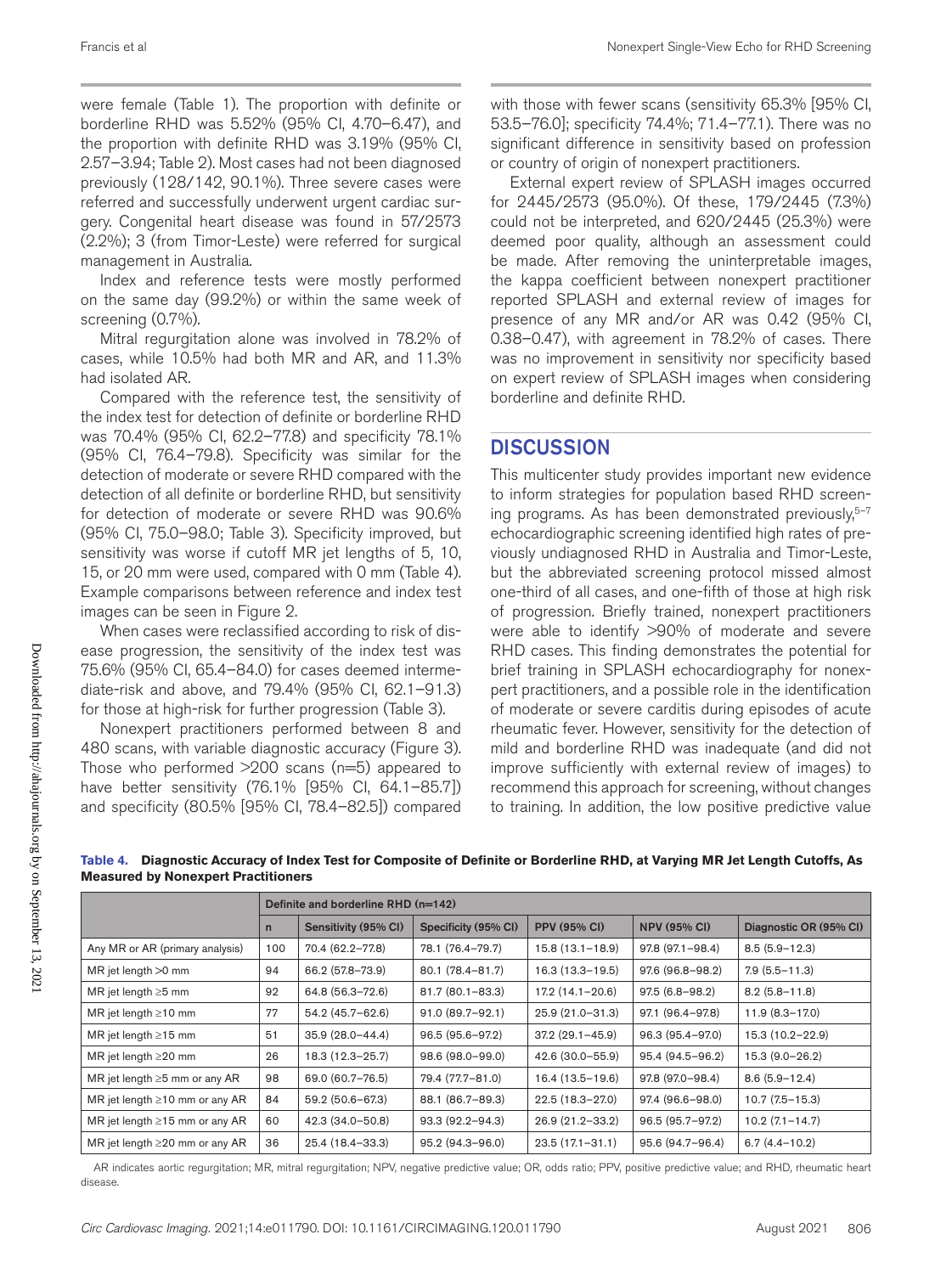were female (Table 1). The proportion with definite or borderline RHD was 5.52% (95% CI, 4.70–6.47), and the proportion with definite RHD was 3.19% (95% CI, 2.57–3.94; Table 2). Most cases had not been diagnosed previously (128/142, 90.1%). Three severe cases were referred and successfully underwent urgent cardiac surgery. Congenital heart disease was found in 57/2573 (2.2%); 3 (from Timor-Leste) were referred for surgical management in Australia.

Index and reference tests were mostly performed on the same day (99.2%) or within the same week of screening (0.7%).

Mitral regurgitation alone was involved in 78.2% of cases, while 10.5% had both MR and AR, and 11.3% had isolated AR.

Compared with the reference test, the sensitivity of the index test for detection of definite or borderline RHD was 70.4% (95% CI, 62.2–77.8) and specificity 78.1% (95% CI, 76.4–79.8). Specificity was similar for the detection of moderate or severe RHD compared with the detection of all definite or borderline RHD, but sensitivity for detection of moderate or severe RHD was 90.6% (95% CI, 75.0–98.0; Table 3). Specificity improved, but sensitivity was worse if cutoff MR jet lengths of 5, 10, 15, or 20 mm were used, compared with 0 mm (Table 4). Example comparisons between reference and index test images can be seen in Figure 2.

When cases were reclassified according to risk of disease progression, the sensitivity of the index test was 75.6% (95% CI, 65.4–84.0) for cases deemed intermediate-risk and above, and 79.4% (95% CI, 62.1–91.3) for those at high-risk for further progression (Table 3).

Nonexpert practitioners performed between 8 and 480 scans, with variable diagnostic accuracy (Figure 3). Those who performed >200 scans (n=5) appeared to have better sensitivity (76.1% [95% CI, 64.1–85.7]) and specificity (80.5% [95% CI, 78.4–82.5]) compared with those with fewer scans (sensitivity 65.3% [95% CI, 53.5–76.0]; specificity 74.4%; 71.4–77.1). There was no significant difference in sensitivity based on profession or country of origin of nonexpert practitioners.

External expert review of SPLASH images occurred for 2445/2573 (95.0%). Of these, 179/2445 (7.3%) could not be interpreted, and 620/2445 (25.3%) were deemed poor quality, although an assessment could be made. After removing the uninterpretable images, the kappa coefficient between nonexpert practitioner reported SPLASH and external review of images for presence of any MR and/or AR was 0.42 (95% CI, 0.38–0.47), with agreement in 78.2% of cases. There was no improvement in sensitivity nor specificity based on expert review of SPLASH images when considering borderline and definite RHD.

## DISCUSSION

This multicenter study provides important new evidence to inform strategies for population based RHD screening programs. As has been demonstrated previously,[5–7] echocardiographic screening identified high rates of previously undiagnosed RHD in Australia and Timor-Leste, but the abbreviated screening protocol missed almost one-third of all cases, and one-fifth of those at high risk of progression. Briefly trained, nonexpert practitioners were able to identify >90% of moderate and severe RHD cases. This finding demonstrates the potential for brief training in SPLASH echocardiography for nonexpert practitioners, and a possible role in the identification of moderate or severe carditis during episodes of acute rheumatic fever. However, sensitivity for the detection of mild and borderline RHD was inadequate (and did not improve sufficiently with external review of images) to recommend this approach for screening, without changes to training. In addition, the low positive predictive value

**Table 4. Diagnostic Accuracy of Index Test for Composite of Definite or Borderline RHD, at Varying MR Jet Length Cutoffs, As Measured by Nonexpert Practitioners**

| | Definite and borderline RHD (n=142) | | | | | |
|---|---|---|---|---|---|---|
| | n | Sensitivity (95% CI) | Specificity (95% CI) | PPV (95% CI) | NPV (95% CI) | Diagnostic OR (95% CI) |
| Any MR or AR (primary analysis) | 100 | 70.4 (62.2–77.8) | 78.1 (76.4–79.7) | 15.8 (13.1–18.9) | 97.8 (97.1–98.4) | 8.5 (5.9–12.3) |
| MR jet length >0 mm | 94 | 66.2 (57.8–73.9) | 80.1 (78.4–81.7) | 16.3 (13.3–19.5) | 97.6 (96.8–98.2) | 7.9 (5.5–11.3) |
| MR jet length ≥5 mm | 92 | 64.8 (56.3–72.6) | 81.7 (80.1–83.3) | 17.2 (14.1–20.6) | 97.5 (6.8–98.2) | 8.2 (5.8–11.8) |
| MR jet length ≥10 mm | 77 | 54.2 (45.7–62.6) | 91.0 (89.7–92.1) | 25.9 (21.0–31.3) | 97.1 (96.4–97.8) | 11.9 (8.3–17.0) |
| MR jet length ≥15 mm | 51 | 35.9 (28.0–44.4) | 96.5 (95.6–97.2) | 37.2 (29.1–45.9) | 96.3 (95.4–97.0) | 15.3 (10.2–22.9) |
| MR jet length ≥20 mm | 26 | 18.3 (12.3–25.7) | 98.6 (98.0–99.0) | 42.6 (30.0–55.9) | 95.4 (94.5–96.2) | 15.3 (9.0–26.2) |
| MR jet length ≥5 mm or any AR | 98 | 69.0 (60.7–76.5) | 79.4 (77.7–81.0) | 16.4 (13.5–19.6) | 97.8 (97.0–98.4) | 8.6 (5.9–12.4) |
| MR jet length ≥10 mm or any AR | 84 | 59.2 (50.6–67.3) | 88.1 (86.7–89.3) | 22.5 (18.3–27.0) | 97.4 (96.6–98.0) | 10.7 (7.5–15.3) |
| MR jet length ≥15 mm or any AR | 60 | 42.3 (34.0–50.8) | 93.3 (92.2–94.3) | 26.9 (21.2–33.2) | 96.5 (95.7–97.2) | 10.2 (7.1–14.7) |
| MR jet length ≥20 mm or any AR | 36 | 25.4 (18.4–33.3) | 95.2 (94.3–96.0) | 23.5 (17.1–31.1) | 95.6 (94.7–96.4) | 6.7 (4.4–10.2) |

AR indicates aortic regurgitation; MR, mitral regurgitation; NPV, negative predictive value; OR, odds ratio; PPV, positive predictive value; and RHD, rheumatic heart disease.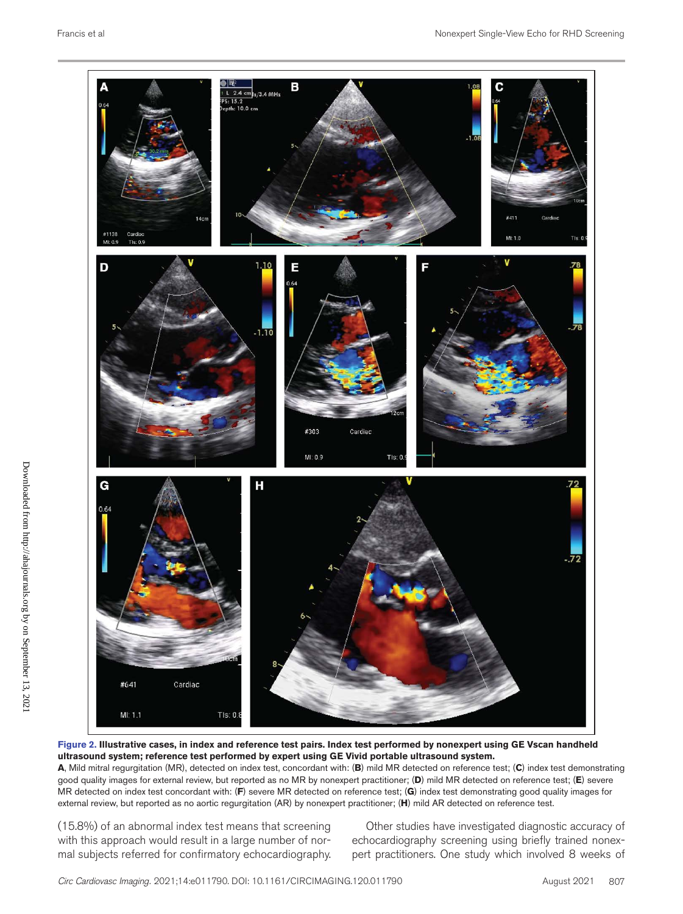**Figure 2. Illustrative cases, in index and reference test pairs. Index test performed by nonexpert using GE Vscan handheld ultrasound system; reference test performed by expert using GE Vivid portable ultrasound system.**

**A**, Mild mitral regurgitation (MR), detected on index test, concordant with: (**B**) mild MR detected on reference test; (**C**) index test demonstrating good quality images for external review, but reported as no MR by nonexpert practitioner; (**D**) mild MR detected on reference test; (**E**) severe MR detected on index test concordant with: (**F**) severe MR detected on reference test; (**G**) index test demonstrating good quality images for external review, but reported as no aortic regurgitation (AR) by nonexpert practitioner; (**H**) mild AR detected on reference test.

(15.8%) of an abnormal index test means that screening with this approach would result in a large number of normal subjects referred for confirmatory echocardiography.

Other studies have investigated diagnostic accuracy of echocardiography screening using briefly trained nonexpert practitioners. One study which involved 8 weeks of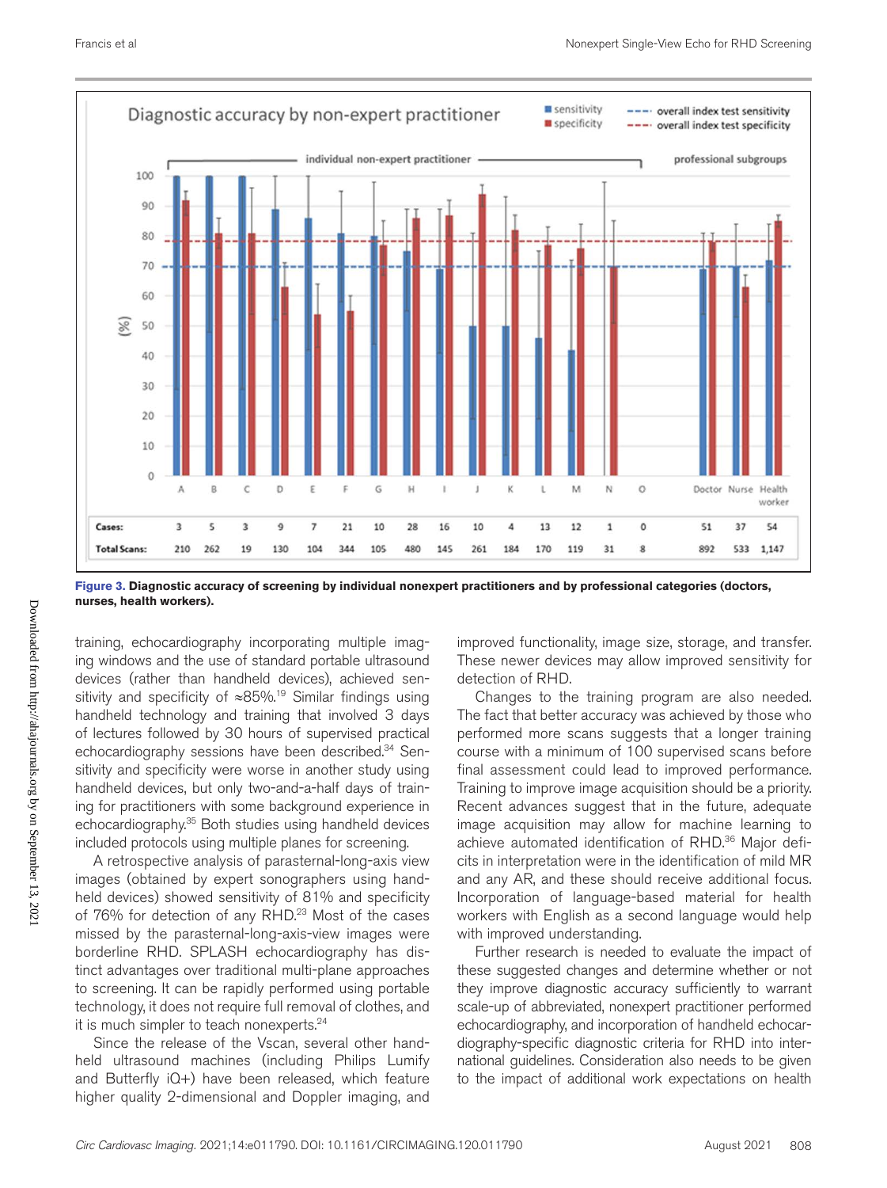**Figure 3. Diagnostic accuracy of screening by individual nonexpert practitioners and by professional categories (doctors, nurses, health workers).**

training, echocardiography incorporating multiple imaging windows and the use of standard portable ultrasound devices (rather than handheld devices), achieved sensitivity and specificity of ≈85%.[19] Similar findings using handheld technology and training that involved 3 days of lectures followed by 30 hours of supervised practical echocardiography sessions have been described.[34] Sensitivity and specificity were worse in another study using handheld devices, but only two-and-a-half days of training for practitioners with some background experience in echocardiography.[35] Both studies using handheld devices included protocols using multiple planes for screening.

A retrospective analysis of parasternal-long-axis view images (obtained by expert sonographers using handheld devices) showed sensitivity of 81% and specificity of 76% for detection of any RHD.[23] Most of the cases missed by the parasternal-long-axis-view images were borderline RHD. SPLASH echocardiography has distinct advantages over traditional multi-plane approaches to screening. It can be rapidly performed using portable technology, it does not require full removal of clothes, and it is much simpler to teach nonexperts.[24]

Since the release of the Vscan, several other handheld ultrasound machines (including Philips Lumify and Butterfly iQ+) have been released, which feature higher quality 2-dimensional and Doppler imaging, and improved functionality, image size, storage, and transfer. These newer devices may allow improved sensitivity for detection of RHD.

Changes to the training program are also needed. The fact that better accuracy was achieved by those who performed more scans suggests that a longer training course with a minimum of 100 supervised scans before final assessment could lead to improved performance. Training to improve image acquisition should be a priority. Recent advances suggest that in the future, adequate image acquisition may allow for machine learning to achieve automated identification of RHD.[36] Major deficits in interpretation were in the identification of mild MR and any AR, and these should receive additional focus. Incorporation of language-based material for health workers with English as a second language would help with improved understanding.

Further research is needed to evaluate the impact of these suggested changes and determine whether or not they improve diagnostic accuracy sufficiently to warrant scale-up of abbreviated, nonexpert practitioner performed echocardiography, and incorporation of handheld echocardiography-specific diagnostic criteria for RHD into international guidelines. Consideration also needs to be given to the impact of additional work expectations on health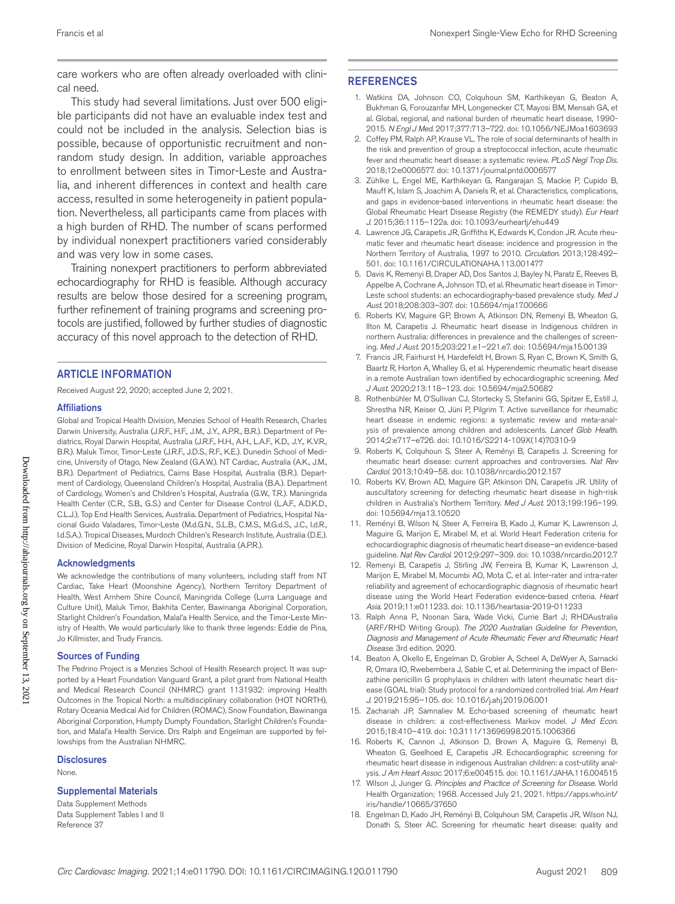care workers who are often already overloaded with clinical need.

This study had several limitations. Just over 500 eligible participants did not have an evaluable index test and could not be included in the analysis. Selection bias is possible, because of opportunistic recruitment and nonrandom study design. In addition, variable approaches to enrollment between sites in Timor-Leste and Australia, and inherent differences in context and health care access, resulted in some heterogeneity in patient population. Nevertheless, all participants came from places with a high burden of RHD. The number of scans performed by individual nonexpert practitioners varied considerably and was very low in some cases.

Training nonexpert practitioners to perform abbreviated echocardiography for RHD is feasible. Although accuracy results are below those desired for a screening program, further refinement of training programs and screening protocols are justified, followed by further studies of diagnostic accuracy of this novel approach to the detection of RHD.

## ARTICLE INFORMATION

Received August 22, 2020; accepted June 2, 2021.

### Affiliations

Global and Tropical Health Division, Menzies School of Health Research, Charles Darwin University, Australia (J.R.F., H.F., J.M., J.Y., A.P.R., B.R.). Department of Pediatrics, Royal Darwin Hospital, Australia (J.R.F., H.H., A.H., L.A.F., K.D., J.Y., K.V.R., B.R.). Maluk Timor, Timor-Leste (J.R.F., J.D.S., R.F., K.E.). Dunedin School of Medicine, University of Otago, New Zealand (G.A.W.). NT Cardiac, Australia (A.K., J.M., B.R.). Department of Pediatrics, Cairns Base Hospital, Australia (B.R.). Department of Cardiology, Queensland Children's Hospital, Australia (B.A.). Department of Cardiology, Women's and Children's Hospital, Australia (G.W., T.R.). Maningrida Health Center (C.R., S.B., G.S.) and Center for Disease Control (L.A.F., A.D.K.D., C.L.J.), Top End Health Services, Australia. Department of Pediatrics, Hospital Nacional Guido Valadares, Timor-Leste (M.d.G.N., S.L.B., C.M.S., M.G.d.S., J.C., I.d.R., I.d.S.A.). Tropical Diseases, Murdoch Children's Research Institute, Australia (D.E.). Division of Medicine, Royal Darwin Hospital, Australia (A.P.R.).

### Acknowledgments

We acknowledge the contributions of many volunteers, including staff from NT Cardiac, Take Heart (Moonshine Agency), Northern Territory Department of Health, West Arnhem Shire Council, Maningrida College (Lurra Language and Culture Unit), Maluk Timor, Bakhita Center, Bawinanga Aboriginal Corporation, Starlight Children's Foundation, Malal'a Health Service, and the Timor-Leste Ministry of Health. We would particularly like to thank three legends: Eddie de Pina, Jo Killmister, and Trudy Francis.

### Sources of Funding

The Pedrino Project is a Menzies School of Health Research project. It was supported by a Heart Foundation Vanguard Grant, a pilot grant from National Health and Medical Research Council (NHMRC) grant 1131932: improving Health Outcomes in the Tropical North: a multidisciplinary collaboration (HOT NORTH), Rotary Oceania Medical Aid for Children (ROMAC), Snow Foundation, Bawinanga Aboriginal Corporation, Humpty Dumpty Foundation, Starlight Children's Foundation, and Malal'a Health Service. Drs Ralph and Engelman are supported by fellowships from the Australian NHMRC.

### Disclosures

None.

### Supplemental Materials

Data Supplement Methods
Data Supplement Tables I and II
Reference 37

## REFERENCES

1. Watkins DA, Johnson CO, Colquhoun SM, Karthikeyan G, Beaton A, Bukhman G, Forouzanfar MH, Longenecker CT, Mayosi BM, Mensah GA, et al. Global, regional, and national burden of rheumatic heart disease, 1990-2015. *N Engl J Med*. 2017;377:713–722. doi: 10.1056/NEJMoa1603693
2. Coffey PM, Ralph AP, Krause VL. The role of social determinants of health in the risk and prevention of group a streptococcal infection, acute rheumatic fever and rheumatic heart disease: a systematic review. *PLoS Negl Trop Dis*. 2018;12:e0006577. doi: 10.1371/journal.pntd.0006577
3. Zühlke L, Engel ME, Karthikeyan G, Rangarajan S, Mackie P, Cupido B, Mauff K, Islam S, Joachim A, Daniels R, et al. Characteristics, complications, and gaps in evidence-based interventions in rheumatic heart disease: the Global Rheumatic Heart Disease Registry (the REMEDY study). *Eur Heart J*. 2015;36:1115–122a. doi: 10.1093/eurheartj/ehu449
4. Lawrence JG, Carapetis JR, Griffiths K, Edwards K, Condon JR. Acute rheumatic fever and rheumatic heart disease: incidence and progression in the Northern Territory of Australia, 1997 to 2010. *Circulation*. 2013;128:492–501. doi: 10.1161/CIRCULATIONAHA.113.001477
5. Davis K, Remenyi B, Draper AD, Dos Santos J, Bayley N, Paratz E, Reeves B, Appelbe A, Cochrane A, Johnson TD, et al. Rheumatic heart disease in Timor-Leste school students: an echocardiography-based prevalence study. *Med J Aust*. 2018;208:303–307. doi: 10.5694/mja17.00666
6. Roberts KV, Maguire GP, Brown A, Atkinson DN, Remenyi B, Wheaton G, Ilton M, Carapetis J. Rheumatic heart disease in Indigenous children in northern Australia: differences in prevalence and the challenges of screening. *Med J Aust*. 2015;203:221.e1–221.e7. doi: 10.5694/mja15.00139
7. Francis JR, Fairhurst H, Hardefeldt H, Brown S, Ryan C, Brown K, Smith G, Baartz R, Horton A, Whalley G, et al. Hyperendemic rheumatic heart disease in a remote Australian town identified by echocardiographic screening. *Med J Aust*. 2020;213:118–123. doi: 10.5694/mja2.50682
8. Rothenbühler M, O'Sullivan CJ, Stortecky S, Stefanini GG, Spitzer E, Estill J, Shrestha NR, Keiser O, Jüni P, Pilgrim T. Active surveillance for rheumatic heart disease in endemic regions: a systematic review and meta-analysis of prevalence among children and adolescents. *Lancet Glob Health*. 2014;2:e717–e726. doi: 10.1016/S2214-109X(14)70310-9
9. Roberts K, Colquhoun S, Steer A, Reményi B, Carapetis J. Screening for rheumatic heart disease: current approaches and controversies. *Nat Rev Cardiol*. 2013;10:49–58. doi: 10.1038/nrcardio.2012.157
10. Roberts KV, Brown AD, Maguire GP, Atkinson DN, Carapetis JR. Utility of auscultatory screening for detecting rheumatic heart disease in high-risk children in Australia's Northern Territory. *Med J Aust*. 2013;199:196–199. doi: 10.5694/mja13.10520
11. Reményi B, Wilson N, Steer A, Ferreira B, Kado J, Kumar K, Lawrenson J, Maguire G, Marijon E, Mirabel M, et al. World Heart Federation criteria for echocardiographic diagnosis of rheumatic heart disease—an evidence-based guideline. *Nat Rev Cardiol*. 2012;9:297–309. doi: 10.1038/nrcardio.2012.7
12. Remenyi B, Carapetis J, Stirling JW, Ferreira B, Kumar K, Lawrenson J, Marijon E, Mirabel M, Mocumbi AO, Mota C, et al. Inter-rater and intra-rater reliability and agreement of echocardiographic diagnosis of rheumatic heart disease using the World Heart Federation evidence-based criteria. *Heart Asia*. 2019;11:e011233. doi: 10.1136/heartasia-2019-011233
13. Ralph Anna P., Noonan Sara, Wade Vicki, Currie Bart J; RHDAustralia (ARF/RHD Writing Group). *The 2020 Australian Guideline for Prevention, Diagnosis and Management of Acute Rheumatic Fever and Rheumatic Heart Disease*. 3rd edition. 2020.
14. Beaton A, Okello E, Engelman D, Grobler A, Scheel A, DeWyer A, Sarnacki R, Omara IO, Rwebembera J, Sable C, et al. Determining the impact of Benzathine penicillin G prophylaxis in children with latent rheumatic heart disease (GOAL trial): Study protocol for a randomized controlled trial. *Am Heart J*. 2019;215:95–105. doi: 10.1016/j.ahj.2019.06.001
15. Zachariah JP, Samnaliev M. Echo-based screening of rheumatic heart disease in children: a cost-effectiveness Markov model. *J Med Econ*. 2015;18:410–419. doi: 10.3111/13696998.2015.1006366
16. Roberts K, Cannon J, Atkinson D, Brown A, Maguire G, Remenyi B, Wheaton G, Geelhoed E, Carapetis JR. Echocardiographic screening for rheumatic heart disease in indigenous Australian children: a cost-utility analysis. *J Am Heart Assoc*. 2017;6:e004515. doi: 10.1161/JAHA.116.004515
17. Wilson J, Junger G. *Principles and Practice of Screening for Disease*. World Health Organization; 1968. Accessed July 21, 2021. https://apps.who.int/iris/handle/10665/37650
18. Engelman D, Kado JH, Reményi B, Colquhoun SM, Carapetis JR, Wilson NJ, Donath S, Steer AC. Screening for rheumatic heart disease: quality and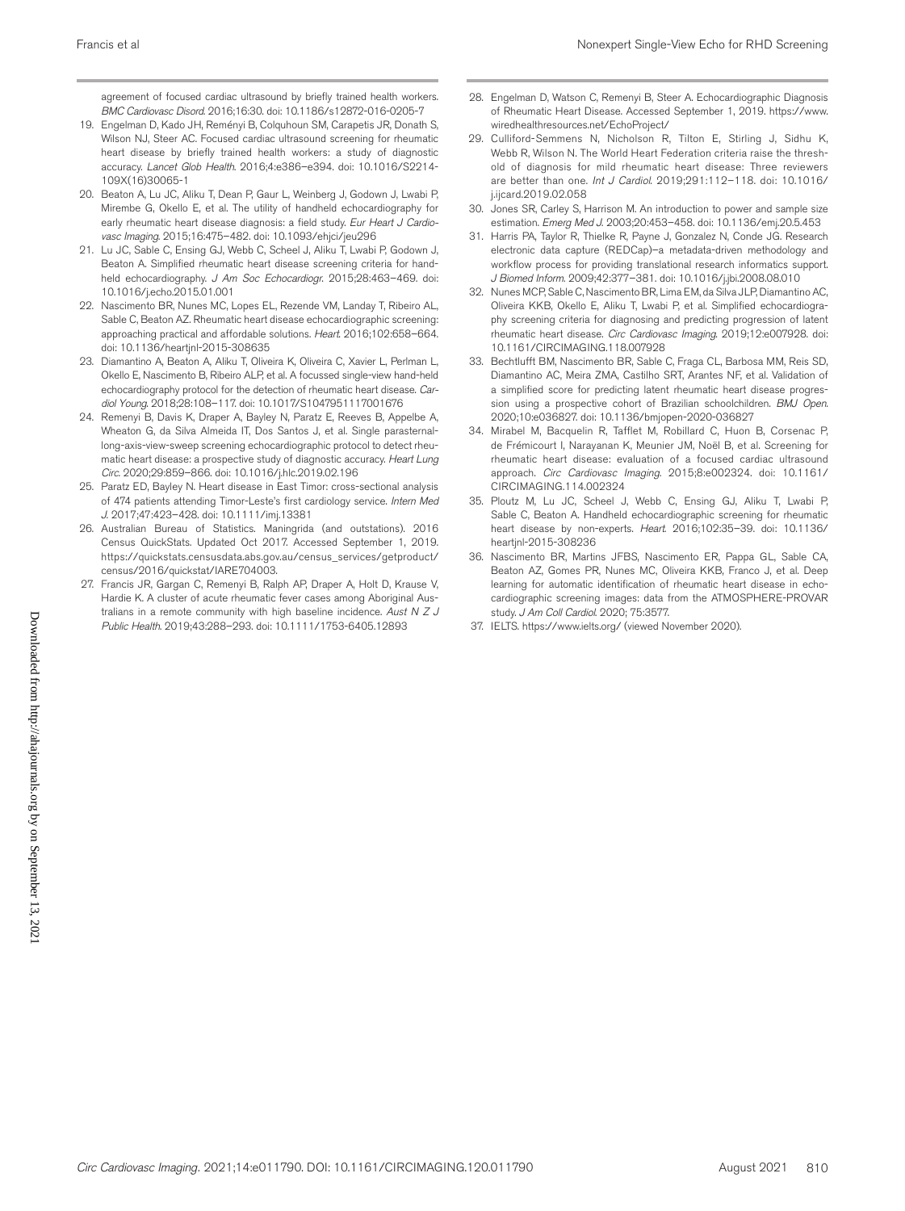agreement of focused cardiac ultrasound by briefly trained health workers. *BMC Cardiovasc Disord*. 2016;16:30. doi: 10.1186/s12872-016-0205-7

19. Engelman D, Kado JH, Reményi B, Colquhoun SM, Carapetis JR, Donath S, Wilson NJ, Steer AC. Focused cardiac ultrasound screening for rheumatic heart disease by briefly trained health workers: a study of diagnostic accuracy. *Lancet Glob Health*. 2016;4:e386–e394. doi: 10.1016/S2214-109X(16)30065-1
20. Beaton A, Lu JC, Aliku T, Dean P, Gaur L, Weinberg J, Godown J, Lwabi P, Mirembe G, Okello E, et al. The utility of handheld echocardiography for early rheumatic heart disease diagnosis: a field study. *Eur Heart J Cardiovasc Imaging*. 2015;16:475–482. doi: 10.1093/ehjci/jeu296
21. Lu JC, Sable C, Ensing GJ, Webb C, Scheel J, Aliku T, Lwabi P, Godown J, Beaton A. Simplified rheumatic heart disease screening criteria for handheld echocardiography. *J Am Soc Echocardiogr*. 2015;28:463–469. doi: 10.1016/j.echo.2015.01.001
22. Nascimento BR, Nunes MC, Lopes EL, Rezende VM, Landay T, Ribeiro AL, Sable C, Beaton AZ. Rheumatic heart disease echocardiographic screening: approaching practical and affordable solutions. *Heart*. 2016;102:658–664. doi: 10.1136/heartjnl-2015-308635
23. Diamantino A, Beaton A, Aliku T, Oliveira K, Oliveira C, Xavier L, Perlman L, Okello E, Nascimento B, Ribeiro ALP, et al. A focussed single-view hand-held echocardiography protocol for the detection of rheumatic heart disease. *Cardiol Young*. 2018;28:108–117. doi: 10.1017/S1047951117001676
24. Remenyi B, Davis K, Draper A, Bayley N, Paratz E, Reeves B, Appelbe A, Wheaton G, da Silva Almeida IT, Dos Santos J, et al. Single parasternal-long-axis-view-sweep screening echocardiographic protocol to detect rheumatic heart disease: a prospective study of diagnostic accuracy. *Heart Lung Circ*. 2020;29:859–866. doi: 10.1016/j.hlc.2019.02.196
25. Paratz ED, Bayley N. Heart disease in East Timor: cross-sectional analysis of 474 patients attending Timor-Leste's first cardiology service. *Intern Med J*. 2017;47:423–428. doi: 10.1111/imj.13381
26. Australian Bureau of Statistics. Maningrida (and outstations). 2016 Census QuickStats. Updated Oct 2017. Accessed September 1, 2019. https://quickstats.censusdata.abs.gov.au/census_services/getproduct/census/2016/quickstat/IARE704003.
27. Francis JR, Gargan C, Remenyi B, Ralph AP, Draper A, Holt D, Krause V, Hardie K. A cluster of acute rheumatic fever cases among Aboriginal Australians in a remote community with high baseline incidence. *Aust N Z J Public Health*. 2019;43:288–293. doi: 10.1111/1753-6405.12893
28. Engelman D, Watson C, Remenyi B, Steer A. Echocardiographic Diagnosis of Rheumatic Heart Disease. Accessed September 1, 2019. https://www.wiredhealthresources.net/EchoProject/
29. Culliford-Semmens N, Nicholson R, Tilton E, Stirling J, Sidhu K, Webb R, Wilson N. The World Heart Federation criteria raise the threshold of diagnosis for mild rheumatic heart disease: Three reviewers are better than one. *Int J Cardiol*. 2019;291:112–118. doi: 10.1016/j.ijcard.2019.02.058
30. Jones SR, Carley S, Harrison M. An introduction to power and sample size estimation. *Emerg Med J*. 2003;20:453–458. doi: 10.1136/emj.20.5.453
31. Harris PA, Taylor R, Thielke R, Payne J, Gonzalez N, Conde JG. Research electronic data capture (REDCap)–a metadata-driven methodology and workflow process for providing translational research informatics support. *J Biomed Inform*. 2009;42:377–381. doi: 10.1016/j.jbi.2008.08.010
32. Nunes MCP, Sable C, Nascimento BR, Lima EM, da Silva JLP, Diamantino AC, Oliveira KKB, Okello E, Aliku T, Lwabi P, et al. Simplified echocardiography screening criteria for diagnosing and predicting progression of latent rheumatic heart disease. *Circ Cardiovasc Imaging*. 2019;12:e007928. doi: 10.1161/CIRCIMAGING.118.007928
33. Bechtlufft BM, Nascimento BR, Sable C, Fraga CL, Barbosa MM, Reis SD, Diamantino AC, Meira ZMA, Castilho SRT, Arantes NF, et al. Validation of a simplified score for predicting latent rheumatic heart disease progression using a prospective cohort of Brazilian schoolchildren. *BMJ Open*. 2020;10:e036827. doi: 10.1136/bmjopen-2020-036827
34. Mirabel M, Bacquelin R, Tafflet M, Robillard C, Huon B, Corsenac P, de Frémicourt I, Narayanan K, Meunier JM, Noël B, et al. Screening for rheumatic heart disease: evaluation of a focused cardiac ultrasound approach. *Circ Cardiovasc Imaging*. 2015;8:e002324. doi: 10.1161/CIRCIMAGING.114.002324
35. Ploutz M, Lu JC, Scheel J, Webb C, Ensing GJ, Aliku T, Lwabi P, Sable C, Beaton A. Handheld echocardiographic screening for rheumatic heart disease by non-experts. *Heart*. 2016;102:35–39. doi: 10.1136/heartjnl-2015-308236
36. Nascimento BR, Martins JFBS, Nascimento ER, Pappa GL, Sable CA, Beaton AZ, Gomes PR, Nunes MC, Oliveira KKB, Franco J, et al. Deep learning for automatic identification of rheumatic heart disease in echocardiographic screening images: data from the ATMOSPHERE-PROVAR study. *J Am Coll Cardiol*. 2020; 75:3577.
37. IELTS. https://www.ielts.org/ (viewed November 2020).